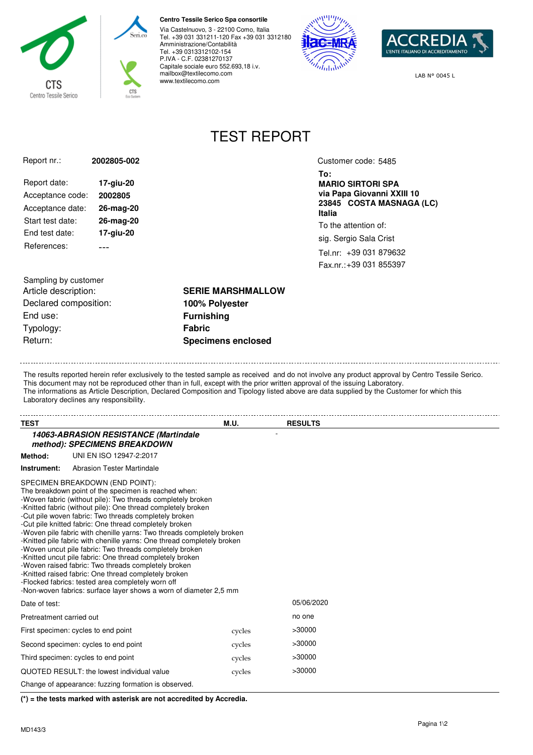**Centro Tessile Serico Spa consortile**
Via Castelnuovo, 3 - 22100 Como, Italia
Tel. +39 031 331211-120 Fax +39 031 3312180
Amministrazione/Contabilità
Tel. +39 0313312102-154
P.IVA - C.F. 02381270137
Capitale sociale euro 552.693,18 i.v.
mailbox@textilecomo.com
www.textilecomo.com

LAB N° 0045 L

# TEST REPORT

Report nr.: **2002805-002**

Report date: **17-giu-20**
Acceptance code: **2002805**
Acceptance date: **26-mag-20**
Start test date: **26-mag-20**
End test date: **17-giu-20**
References: ---

Customer code: 5485
**To:**
**MARIO SIRTORI SPA**
**via Papa Giovanni XXIII 10**
**23845 COSTA MASNAGA (LC)**
**Italia**
To the attention of:
sig. Sergio Sala Crist
Tel.nr: +39 031 879632
Fax.nr.:+39 031 855397

Sampling by customer
Article description: **SERIE MARSHMALLOW**
Declared composition: **100% Polyester**
End use: **Furnishing**
Typology: **Fabric**
Return: **Specimens enclosed**

The results reported herein refer exclusively to the tested sample as received and do not involve any product approval by Centro Tessile Serico. This document may not be reproduced other than in full, except with the prior written approval of the issuing Laboratory.
The informations as Article Description, Declared Composition and Tipology listed above are data supplied by the Customer for which this Laboratory declines any responsibility.

| TEST | M.U. | RESULTS |
|---|---|---|
| ***14063-ABRASION RESISTANCE (Martindale method): SPECIMENS BREAKDOWN*** | - | |

**Method:** UNI EN ISO 12947-2:2017

**Instrument:** Abrasion Tester Martindale

SPECIMEN BREAKDOWN (END POINT):
The breakdown point of the specimen is reached when:
-Woven fabric (without pile): Two threads completely broken
-Knitted fabric (without pile): One thread completely broken
-Cut pile woven fabric: Two threads completely broken
-Cut pile knitted fabric: One thread completely broken
-Woven pile fabric with chenille yarns: Two threads completely broken
-Knitted pile fabric with chenille yarns: One thread completely broken
-Woven uncut pile fabric: Two threads completely broken
-Knitted uncut pile fabric: One thread completely broken
-Woven raised fabric: Two threads completely broken
-Knitted raised fabric: One thread completely broken
-Flocked fabrics: tested area completely worn off
-Non-woven fabrics: surface layer shows a worn of diameter 2,5 mm

| | M.U. | RESULTS |
|---|---|---|
| Date of test: | | 05/06/2020 |
| Pretreatment carried out | | no one |
| First specimen: cycles to end point | cycles | >30000 |
| Second specimen: cycles to end point | cycles | >30000 |
| Third specimen: cycles to end point | cycles | >30000 |
| QUOTED RESULT: the lowest individual value | cycles | >30000 |

Change of appearance: fuzzing formation is observed.

**(*) = the tests marked with asterisk are not accredited by Accredia.**

MD143/3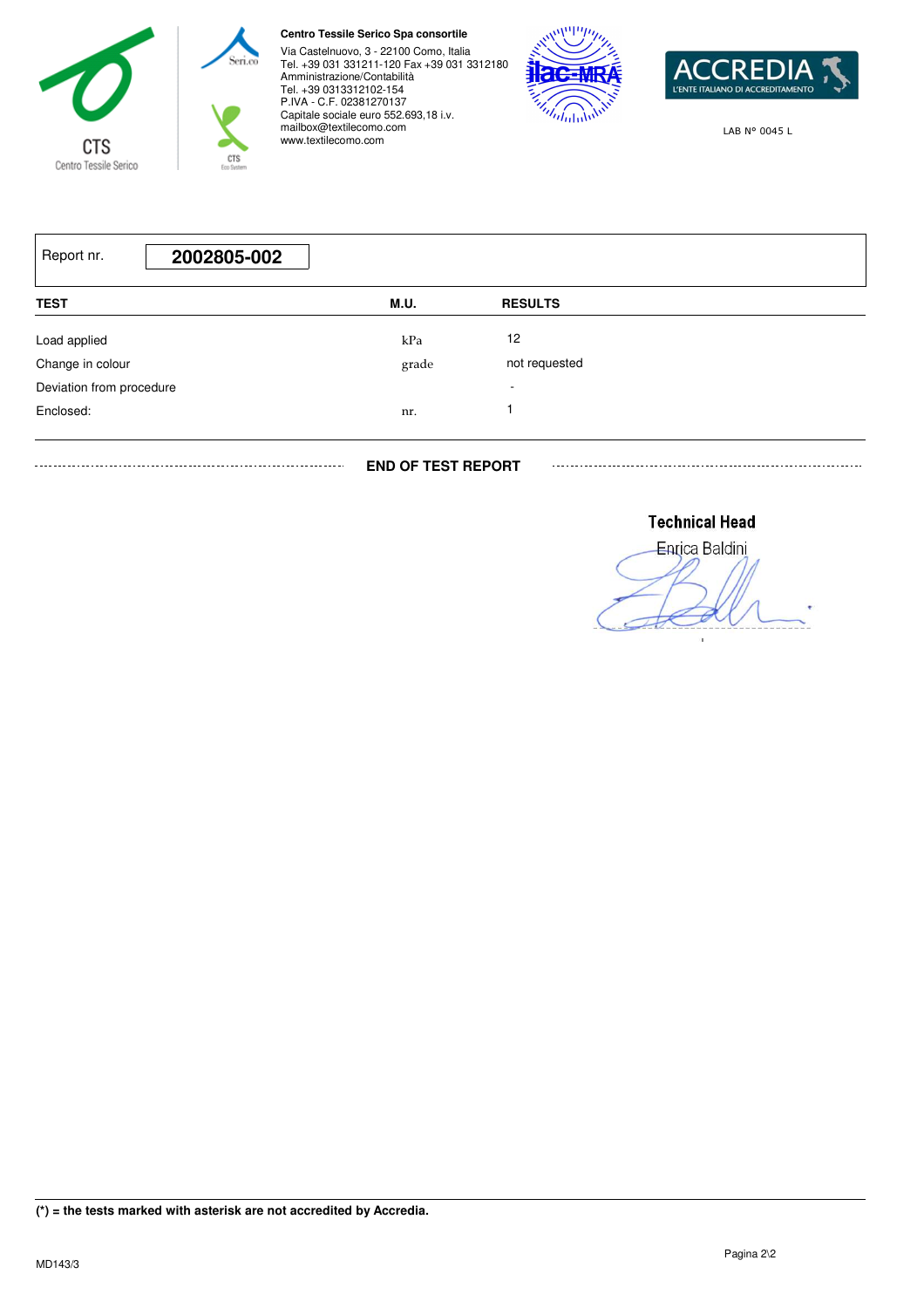**Centro Tessile Serico Spa consortile**
Via Castelnuovo, 3 - 22100 Como, Italia
Tel. +39 031 331211-120 Fax +39 031 3312180
Amministrazione/Contabilità
Tel. +39 0313312102-154
P.IVA - C.F. 02381270137
Capitale sociale euro 552.693,18 i.v.
mailbox@textilecomo.com
www.textilecomo.com

LAB N° 0045 L

Report nr. **2002805-002**

| TEST | M.U. | RESULTS |
|---|---|---|
| Load applied | kPa | 12 |
| Change in colour | grade | not requested |
| Deviation from procedure | | - |
| Enclosed: | nr. | 1 |

**END OF TEST REPORT**

**Technical Head**
Enrica Baldini

**(*) = the tests marked with asterisk are not accredited by Accredia.**

MD143/3